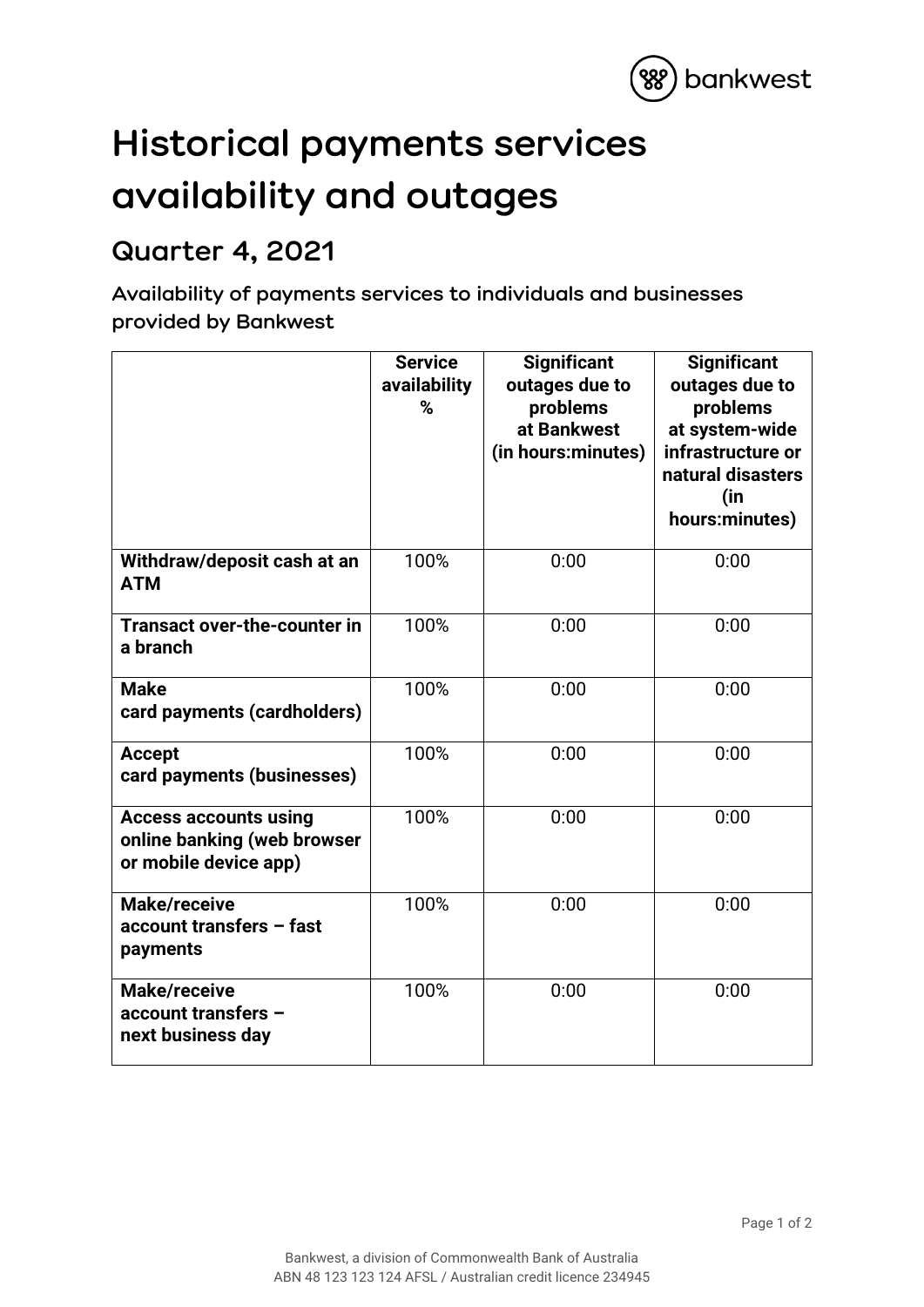# Historical payments services availability and outages

## Quarter 4, 2021

### Availability of payments services to individuals and businesses provided by Bankwest

| | Service availability % | Significant outages due to problems at Bankwest (in hours:minutes) | Significant outages due to problems at system-wide infrastructure or natural disasters (in hours:minutes) |
|---|---|---|---|
| **Withdraw/deposit cash at an ATM** | 100% | 0:00 | 0:00 |
| **Transact over-the-counter in a branch** | 100% | 0:00 | 0:00 |
| **Make card payments (cardholders)** | 100% | 0:00 | 0:00 |
| **Accept card payments (businesses)** | 100% | 0:00 | 0:00 |
| **Access accounts using online banking (web browser or mobile device app)** | 100% | 0:00 | 0:00 |
| **Make/receive account transfers – fast payments** | 100% | 0:00 | 0:00 |
| **Make/receive account transfers – next business day** | 100% | 0:00 | 0:00 |

Bankwest, a division of Commonwealth Bank of Australia
ABN 48 123 123 124 AFSL / Australian credit licence 234945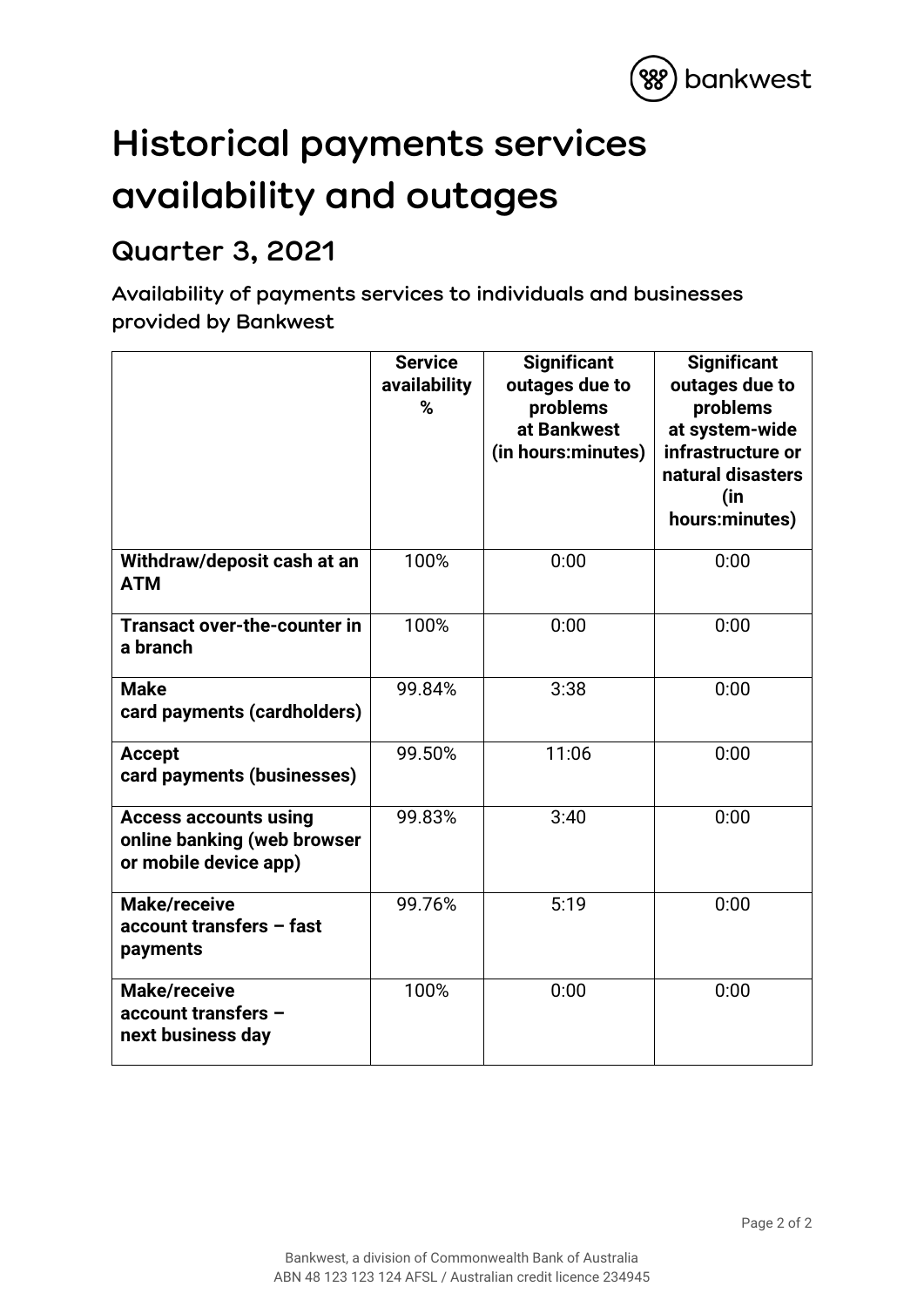# Historical payments services availability and outages

## Quarter 3, 2021

### Availability of payments services to individuals and businesses provided by Bankwest

| | Service availability % | Significant outages due to problems at Bankwest (in hours:minutes) | Significant outages due to problems at system-wide infrastructure or natural disasters (in hours:minutes) |
|---|---|---|---|
| **Withdraw/deposit cash at an ATM** | 100% | 0:00 | 0:00 |
| **Transact over-the-counter in a branch** | 100% | 0:00 | 0:00 |
| **Make card payments (cardholders)** | 99.84% | 3:38 | 0:00 |
| **Accept card payments (businesses)** | 99.50% | 11:06 | 0:00 |
| **Access accounts using online banking (web browser or mobile device app)** | 99.83% | 3:40 | 0:00 |
| **Make/receive account transfers – fast payments** | 99.76% | 5:19 | 0:00 |
| **Make/receive account transfers – next business day** | 100% | 0:00 | 0:00 |

Bankwest, a division of Commonwealth Bank of Australia
ABN 48 123 123 124 AFSL / Australian credit licence 234945